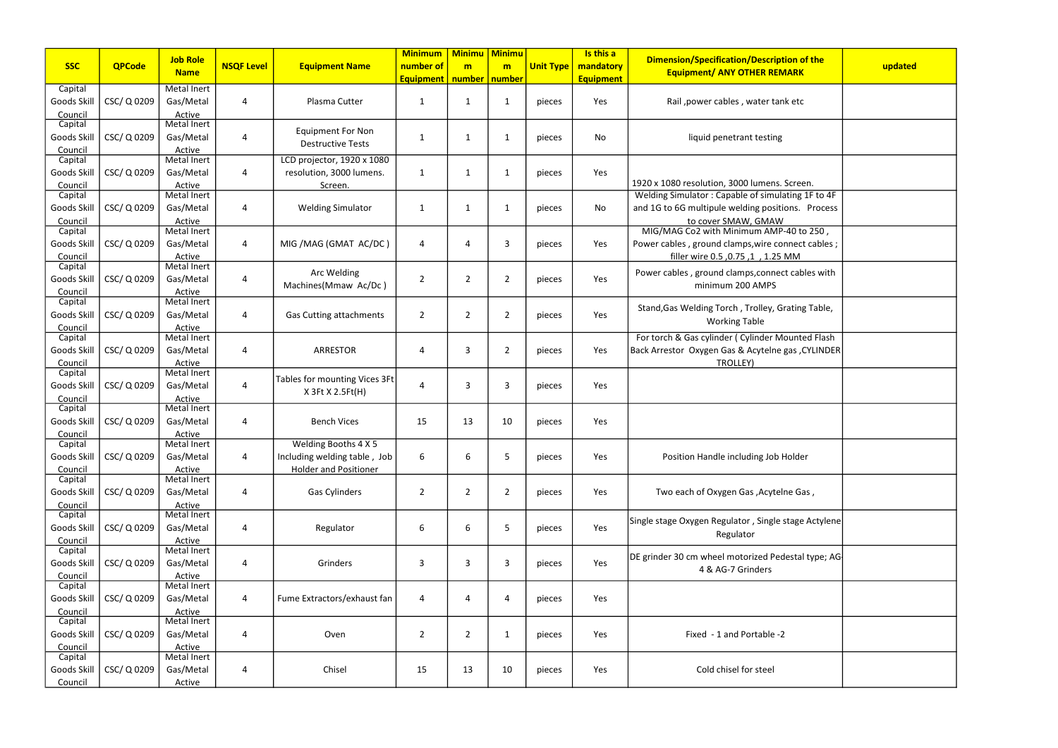| SSC | QPCode | Job Role Name | NSQF Level | Equipment Name | Minimum number of Equipment | Minimum number | Minimum number | Unit Type | Is this a mandatory Equipment | Dimension/Specification/Description of the Equipment/ ANY OTHER REMARK | updated |
|---|---|---|---|---|---|---|---|---|---|---|---|
| Capital Goods Skill Council | CSC/ Q 0209 | Metal Inert Gas/Metal Active | 4 | Plasma Cutter | 1 | 1 | 1 | pieces | Yes | Rail ,power cables , water tank etc | |
| Capital Goods Skill Council | CSC/ Q 0209 | Metal Inert Gas/Metal Active | 4 | Equipment For Non Destructive Tests | 1 | 1 | 1 | pieces | No | liquid penetrant testing | |
| Capital Goods Skill Council | CSC/ Q 0209 | Metal Inert Gas/Metal Active | 4 | LCD projector, 1920 x 1080 resolution, 3000 lumens. Screen. | 1 | 1 | 1 | pieces | Yes | 1920 x 1080 resolution, 3000 lumens. Screen. | |
| Capital Goods Skill Council | CSC/ Q 0209 | Metal Inert Gas/Metal Active | 4 | Welding Simulator | 1 | 1 | 1 | pieces | No | Welding Simulator : Capable of simulating 1F to 4F and 1G to 6G multipule welding positions. Process to cover SMAW, GMAW | |
| Capital Goods Skill Council | CSC/ Q 0209 | Metal Inert Gas/Metal Active | 4 | MIG /MAG (GMAT AC/DC ) | 4 | 4 | 3 | pieces | Yes | MIG/MAG Co2 with Minimum AMP-40 to 250 , Power cables , ground clamps,wire connect cables ; filler wire 0.5 ,0.75 ,1 , 1.25 MM | |
| Capital Goods Skill Council | CSC/ Q 0209 | Metal Inert Gas/Metal Active | 4 | Arc Welding Machines(Mmaw Ac/Dc ) | 2 | 2 | 2 | pieces | Yes | Power cables , ground clamps,connect cables with minimum 200 AMPS | |
| Capital Goods Skill Council | CSC/ Q 0209 | Metal Inert Gas/Metal Active | 4 | Gas Cutting attachments | 2 | 2 | 2 | pieces | Yes | Stand,Gas Welding Torch , Trolley, Grating Table, Working Table | |
| Capital Goods Skill Council | CSC/ Q 0209 | Metal Inert Gas/Metal Active | 4 | ARRESTOR | 4 | 3 | 2 | pieces | Yes | For torch & Gas cylinder ( Cylinder Mounted Flash Back Arrestor Oxygen Gas & Acytelne gas ,CYLINDER TROLLEY) | |
| Capital Goods Skill Council | CSC/ Q 0209 | Metal Inert Gas/Metal Active | 4 | Tables for mounting Vices 3Ft X 3Ft X 2.5Ft(H) | 4 | 3 | 3 | pieces | Yes | | |
| Capital Goods Skill Council | CSC/ Q 0209 | Metal Inert Gas/Metal Active | 4 | Bench Vices | 15 | 13 | 10 | pieces | Yes | | |
| Capital Goods Skill Council | CSC/ Q 0209 | Metal Inert Gas/Metal Active | 4 | Welding Booths 4 X 5 Including welding table , Job Holder and Positioner | 6 | 6 | 5 | pieces | Yes | Position Handle including Job Holder | |
| Capital Goods Skill Council | CSC/ Q 0209 | Metal Inert Gas/Metal Active | 4 | Gas Cylinders | 2 | 2 | 2 | pieces | Yes | Two each of Oxygen Gas ,Acytelne Gas , | |
| Capital Goods Skill Council | CSC/ Q 0209 | Metal Inert Gas/Metal Active | 4 | Regulator | 6 | 6 | 5 | pieces | Yes | Single stage Oxygen Regulator , Single stage Actylene Regulator | |
| Capital Goods Skill Council | CSC/ Q 0209 | Metal Inert Gas/Metal Active | 4 | Grinders | 3 | 3 | 3 | pieces | Yes | DE grinder 30 cm wheel motorized Pedestal type; AG-4 & AG-7 Grinders | |
| Capital Goods Skill Council | CSC/ Q 0209 | Metal Inert Gas/Metal Active | 4 | Fume Extractors/exhaust fan | 4 | 4 | 4 | pieces | Yes | | |
| Capital Goods Skill Council | CSC/ Q 0209 | Metal Inert Gas/Metal Active | 4 | Oven | 2 | 2 | 1 | pieces | Yes | Fixed - 1 and Portable -2 | |
| Capital Goods Skill Council | CSC/ Q 0209 | Metal Inert Gas/Metal Active | 4 | Chisel | 15 | 13 | 10 | pieces | Yes | Cold chisel for steel | |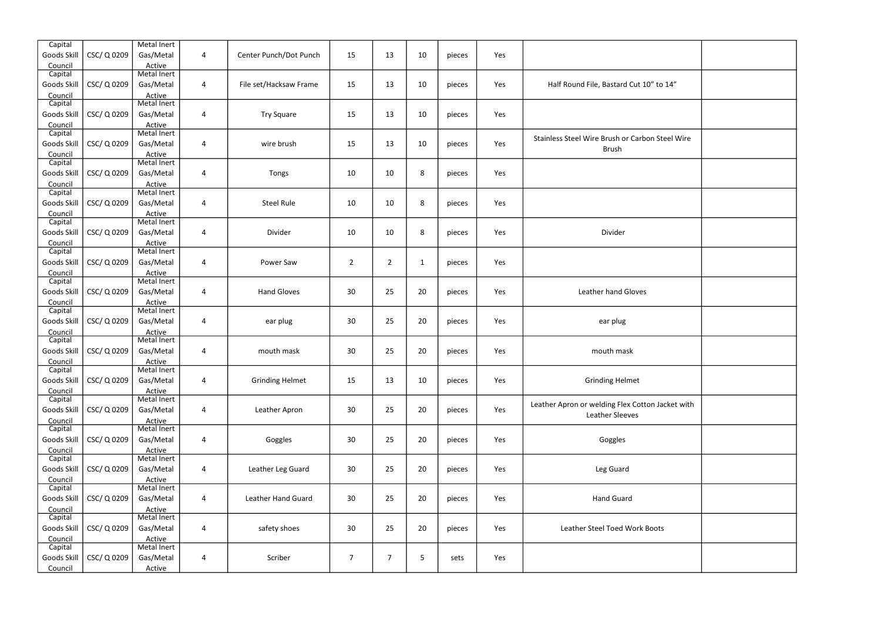| | | | | | | | | | | | |
|---|---|---|---|---|---|---|---|---|---|---|---|
| Capital Goods Skill Council | CSC/ Q 0209 | Metal Inert Gas/Metal Active | 4 | Center Punch/Dot Punch | 15 | 13 | 10 | pieces | Yes | | |
| Capital Goods Skill Council | CSC/ Q 0209 | Metal Inert Gas/Metal Active | 4 | File set/Hacksaw Frame | 15 | 13 | 10 | pieces | Yes | Half Round File, Bastard Cut 10” to 14” | |
| Capital Goods Skill Council | CSC/ Q 0209 | Metal Inert Gas/Metal Active | 4 | Try Square | 15 | 13 | 10 | pieces | Yes | | |
| Capital Goods Skill Council | CSC/ Q 0209 | Metal Inert Gas/Metal Active | 4 | wire brush | 15 | 13 | 10 | pieces | Yes | Stainless Steel Wire Brush or Carbon Steel Wire Brush | |
| Capital Goods Skill Council | CSC/ Q 0209 | Metal Inert Gas/Metal Active | 4 | Tongs | 10 | 10 | 8 | pieces | Yes | | |
| Capital Goods Skill Council | CSC/ Q 0209 | Metal Inert Gas/Metal Active | 4 | Steel Rule | 10 | 10 | 8 | pieces | Yes | | |
| Capital Goods Skill Council | CSC/ Q 0209 | Metal Inert Gas/Metal Active | 4 | Divider | 10 | 10 | 8 | pieces | Yes | Divider | |
| Capital Goods Skill Council | CSC/ Q 0209 | Metal Inert Gas/Metal Active | 4 | Power Saw | 2 | 2 | 1 | pieces | Yes | | |
| Capital Goods Skill Council | CSC/ Q 0209 | Metal Inert Gas/Metal Active | 4 | Hand Gloves | 30 | 25 | 20 | pieces | Yes | Leather hand Gloves | |
| Capital Goods Skill Council | CSC/ Q 0209 | Metal Inert Gas/Metal Active | 4 | ear plug | 30 | 25 | 20 | pieces | Yes | ear plug | |
| Capital Goods Skill Council | CSC/ Q 0209 | Metal Inert Gas/Metal Active | 4 | mouth mask | 30 | 25 | 20 | pieces | Yes | mouth mask | |
| Capital Goods Skill Council | CSC/ Q 0209 | Metal Inert Gas/Metal Active | 4 | Grinding Helmet | 15 | 13 | 10 | pieces | Yes | Grinding Helmet | |
| Capital Goods Skill Council | CSC/ Q 0209 | Metal Inert Gas/Metal Active | 4 | Leather Apron | 30 | 25 | 20 | pieces | Yes | Leather Apron or welding Flex Cotton Jacket with Leather Sleeves | |
| Capital Goods Skill Council | CSC/ Q 0209 | Metal Inert Gas/Metal Active | 4 | Goggles | 30 | 25 | 20 | pieces | Yes | Goggles | |
| Capital Goods Skill Council | CSC/ Q 0209 | Metal Inert Gas/Metal Active | 4 | Leather Leg Guard | 30 | 25 | 20 | pieces | Yes | Leg Guard | |
| Capital Goods Skill Council | CSC/ Q 0209 | Metal Inert Gas/Metal Active | 4 | Leather Hand Guard | 30 | 25 | 20 | pieces | Yes | Hand Guard | |
| Capital Goods Skill Council | CSC/ Q 0209 | Metal Inert Gas/Metal Active | 4 | safety shoes | 30 | 25 | 20 | pieces | Yes | Leather Steel Toed Work Boots | |
| Capital Goods Skill Council | CSC/ Q 0209 | Metal Inert Gas/Metal Active | 4 | Scriber | 7 | 7 | 5 | sets | Yes | | |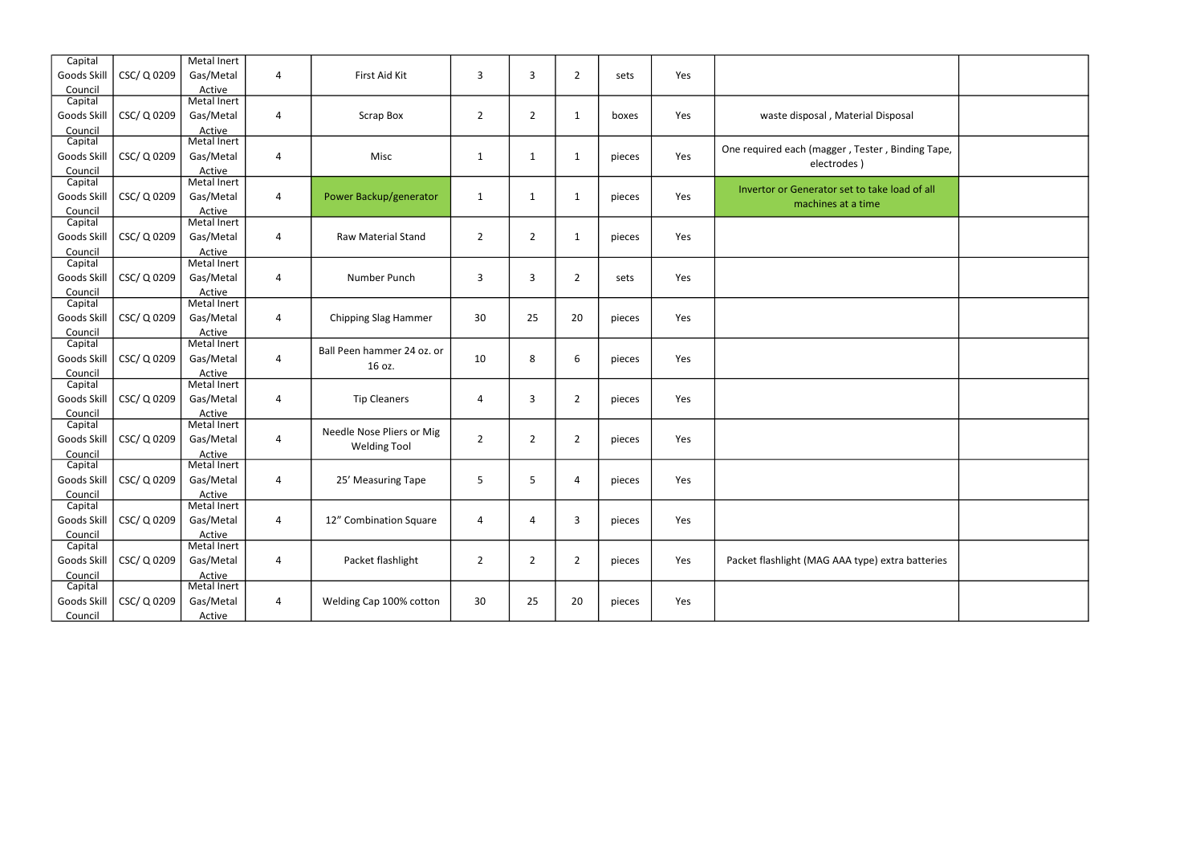| | | | | | | | | | | | |
|---|---|---|---|---|---|---|---|---|---|---|---|
| Capital Goods Skill Council | CSC/ Q 0209 | Metal Inert Gas/Metal Active | 4 | First Aid Kit | 3 | 3 | 2 | sets | Yes | | |
| Capital Goods Skill Council | CSC/ Q 0209 | Metal Inert Gas/Metal Active | 4 | Scrap Box | 2 | 2 | 1 | boxes | Yes | waste disposal , Material Disposal | |
| Capital Goods Skill Council | CSC/ Q 0209 | Metal Inert Gas/Metal Active | 4 | Misc | 1 | 1 | 1 | pieces | Yes | One required each (magger , Tester , Binding Tape, electrodes ) | |
| Capital Goods Skill Council | CSC/ Q 0209 | Metal Inert Gas/Metal Active | 4 | Power Backup/generator | 1 | 1 | 1 | pieces | Yes | Invertor or Generator set to take load of all machines at a time | |
| Capital Goods Skill Council | CSC/ Q 0209 | Metal Inert Gas/Metal Active | 4 | Raw Material Stand | 2 | 2 | 1 | pieces | Yes | | |
| Capital Goods Skill Council | CSC/ Q 0209 | Metal Inert Gas/Metal Active | 4 | Number Punch | 3 | 3 | 2 | sets | Yes | | |
| Capital Goods Skill Council | CSC/ Q 0209 | Metal Inert Gas/Metal Active | 4 | Chipping Slag Hammer | 30 | 25 | 20 | pieces | Yes | | |
| Capital Goods Skill Council | CSC/ Q 0209 | Metal Inert Gas/Metal Active | 4 | Ball Peen hammer 24 oz. or 16 oz. | 10 | 8 | 6 | pieces | Yes | | |
| Capital Goods Skill Council | CSC/ Q 0209 | Metal Inert Gas/Metal Active | 4 | Tip Cleaners | 4 | 3 | 2 | pieces | Yes | | |
| Capital Goods Skill Council | CSC/ Q 0209 | Metal Inert Gas/Metal Active | 4 | Needle Nose Pliers or Mig Welding Tool | 2 | 2 | 2 | pieces | Yes | | |
| Capital Goods Skill Council | CSC/ Q 0209 | Metal Inert Gas/Metal Active | 4 | 25' Measuring Tape | 5 | 5 | 4 | pieces | Yes | | |
| Capital Goods Skill Council | CSC/ Q 0209 | Metal Inert Gas/Metal Active | 4 | 12" Combination Square | 4 | 4 | 3 | pieces | Yes | | |
| Capital Goods Skill Council | CSC/ Q 0209 | Metal Inert Gas/Metal Active | 4 | Packet flashlight | 2 | 2 | 2 | pieces | Yes | Packet flashlight (MAG AAA type) extra batteries | |
| Capital Goods Skill Council | CSC/ Q 0209 | Metal Inert Gas/Metal Active | 4 | Welding Cap 100% cotton | 30 | 25 | 20 | pieces | Yes | | |